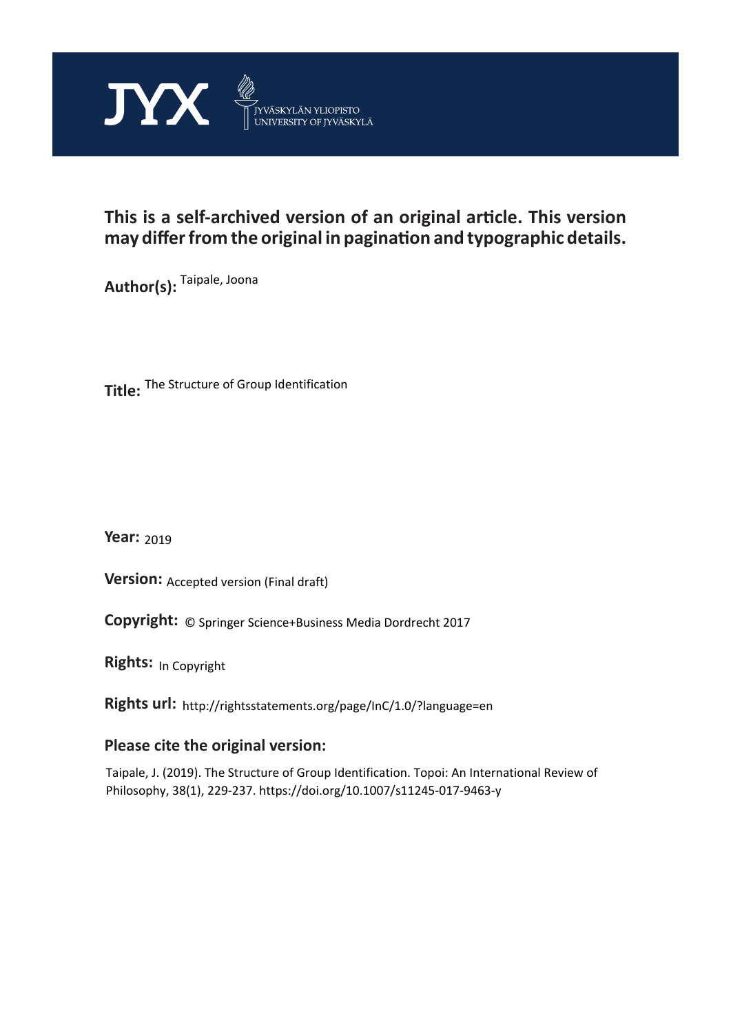JYX JYVÄSKYLÄN YLIOPISTO UNIVERSITY OF JYVÄSKYLÄ

**This is a self-archived version of an original article. This version may differ from the original in pagination and typographic details.**

**Author(s):** Taipale, Joona

**Title:** The Structure of Group Identification

**Year:** 2019

**Version:** Accepted version (Final draft)

**Copyright:** © Springer Science+Business Media Dordrecht 2017

**Rights:** In Copyright

**Rights url:** http://rightsstatements.org/page/InC/1.0/?language=en

**Please cite the original version:**

Taipale, J. (2019). The Structure of Group Identification. Topoi: An International Review of Philosophy, 38(1), 229-237. https://doi.org/10.1007/s11245-017-9463-y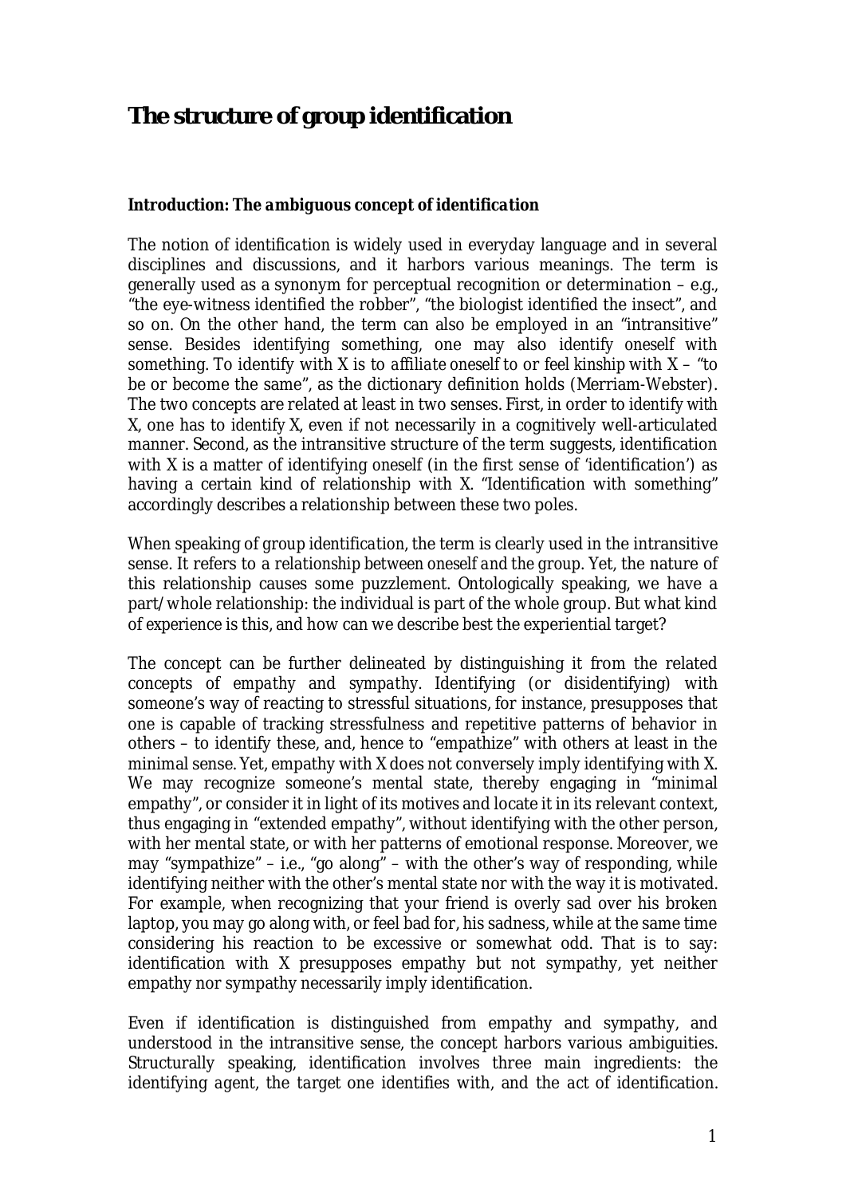# The structure of group identification

### *Introduction: The ambiguous concept of identification*

The notion of *identification* is widely used in everyday language and in several disciplines and discussions, and it harbors various meanings. The term is generally used as a synonym for perceptual recognition or determination – e.g., "the eye-witness identified the robber", "the biologist identified the insect", and so on. On the other hand, the term can also be employed in an "intransitive" sense. Besides identifying something, one may also identify *oneself* with something. To identify with X is to *affiliate* oneself to or feel kinship with X – "to be or become the same", as the dictionary definition holds (Merriam-Webster). The two concepts are related at least in two senses. First, in order to *identify with* X, one has to identify X, even if not necessarily in a cognitively well-articulated manner. Second, as the intransitive structure of the term suggests, identification with X is a matter of identifying oneself (in the first sense of 'identification') as having a certain kind of relationship with X. "Identification with something" accordingly describes a relationship between these two poles.

When speaking of *group identification*, the term is clearly used in the intransitive sense. It refers to a relationship between *oneself* and *the group*. Yet, the nature of this relationship causes some puzzlement. Ontologically speaking, we have a part/whole relationship: the individual is part of the whole group. But what kind of experience is this, and how can we describe best the experiential target?

The concept can be further delineated by distinguishing it from the related concepts of *empathy* and *sympathy*. Identifying (or disidentifying) with someone's way of reacting to stressful situations, for instance, presupposes that one is capable of tracking stressfulness and repetitive patterns of behavior in others – to identify these, and, hence to "empathize" with others at least in the minimal sense. Yet, empathy with X does not conversely imply identifying with X. We may recognize someone's mental state, thereby engaging in "minimal empathy", or consider it in light of its motives and locate it in its relevant context, thus engaging in "extended empathy", without identifying with the other person, with her mental state, or with her patterns of emotional response. Moreover, we may "sympathize" – i.e., "go along" – with the other's way of responding, while identifying neither with the other's mental state nor with the way it is motivated. For example, when recognizing that your friend is overly sad over his broken laptop, you may go along with, or feel bad for, his sadness, while at the same time considering his reaction to be excessive or somewhat odd. That is to say: identification with X presupposes empathy but not sympathy, yet neither empathy nor sympathy necessarily imply identification.

Even if identification is distinguished from empathy and sympathy, and understood in the intransitive sense, the concept harbors various ambiguities. Structurally speaking, identification involves three main ingredients: the identifying *agent*, the *target* one identifies with, and the *act* of identification.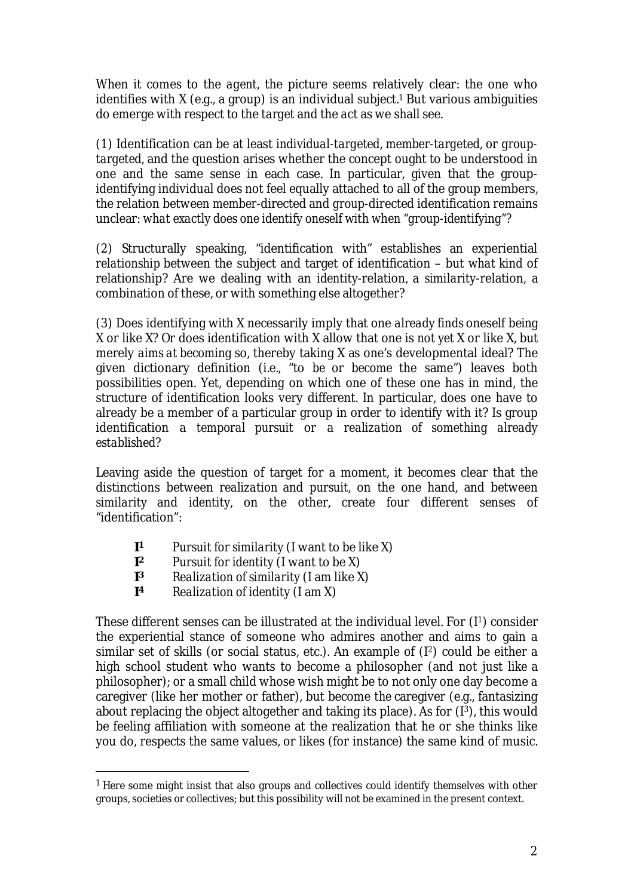When it comes to the *agent*, the picture seems relatively clear: the one who identifies with X (e.g., a group) is an individual subject.[1] But various ambiguities do emerge with respect to the *target* and the *act* as we shall see.

(1) Identification can be at least *individual-targeted*, *member-targeted*, or *group-targeted*, and the question arises whether the concept ought to be understood in one and the same sense in each case. In particular, given that the group-identifying individual does not feel equally attached to all of the group members, the relation between member-directed and group-directed identification remains unclear: *what exactly does one identify oneself with when "group-identifying"?*

(2) Structurally speaking, "identification with" establishes an experiential relationship between the subject and target of identification – but *what kind of relationship?* Are we dealing with an identity-relation, a similarity-relation, a combination of these, or with something else altogether?

(3) Does identifying with X necessarily imply that one *already finds oneself* being X or like X? Or does identification with X allow that one is not *yet* X or like X, but merely *aims at* becoming so, thereby taking X as one's developmental ideal? The given dictionary definition (i.e., "to be or become the same") leaves both possibilities open. Yet, depending on which one of these one has in mind, the structure of identification looks very different. In particular, does one have to already be a member of a particular group in order to identify with it? Is group identification *a temporal pursuit* or *a realization of something already established*?

Leaving aside the question of target for a moment, it becomes clear that the distinctions between realization and pursuit, on the one hand, and between similarity and identity, on the other, create four different senses of "identification":

- **$I^1$** *Pursuit for similarity* (I want to be like X)
- **$I^2$** *Pursuit for identity* (I want to be X)
- **$I^3$** *Realization of similarity* (I am like X)
- **$I^4$** *Realization of identity* (I am X)

These different senses can be illustrated at the individual level. For ($I^1$) consider the experiential stance of someone who admires another and aims to gain a similar set of skills (or social status, etc.). An example of ($I^2$) could be either a high school student who wants to become a philosopher (and not just like a philosopher); or a small child whose wish might be to not only one day become a caregiver (like her mother or father), but become *the* caregiver (e.g., fantasizing about replacing the object altogether and taking its place). As for ($I^3$), this would be feeling affiliation with someone at the realization that he or she thinks like you do, respects the same values, or likes (for instance) the same kind of music.

[1] Here some might insist that also groups and collectives could identify themselves with other groups, societies or collectives; but this possibility will not be examined in the present context.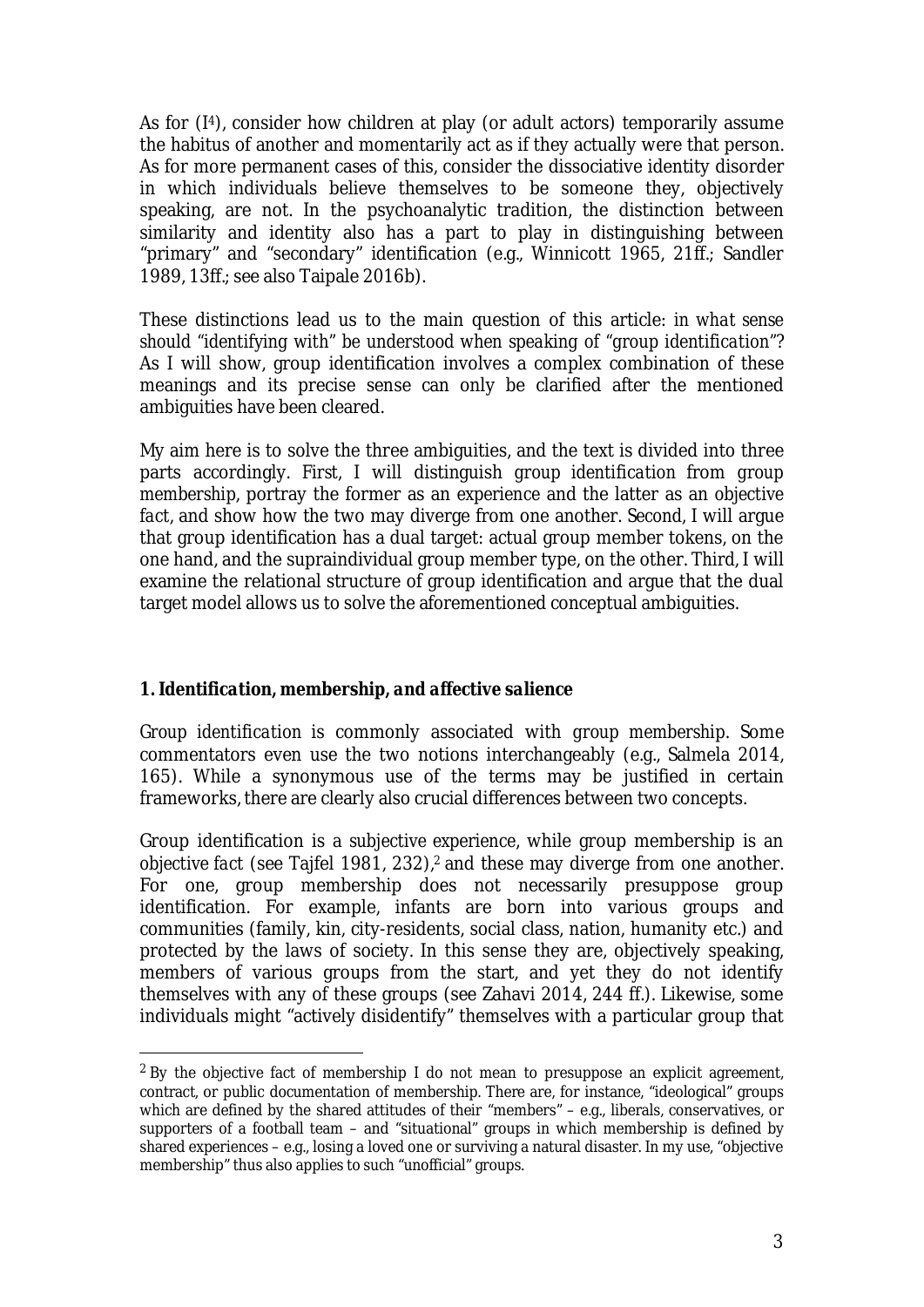As for (I[4]), consider how children at play (or adult actors) temporarily assume the habitus of another and momentarily act as if they actually were that person. As for more permanent cases of this, consider the dissociative identity disorder in which individuals believe themselves to be someone they, objectively speaking, are not. In the psychoanalytic tradition, the distinction between similarity and identity also has a part to play in distinguishing between "primary" and "secondary" identification (e.g., Winnicott 1965, 21ff.; Sandler 1989, 13ff.; see also Taipale 2016b).

These distinctions lead us to the main question of this article: *in what sense should "identifying with" be understood when speaking of "group identification"?* As I will show, group identification involves a complex combination of these meanings and its precise sense can only be clarified after the mentioned ambiguities have been cleared.

My aim here is to solve the three ambiguities, and the text is divided into three parts accordingly. First, I will distinguish group identification from group membership, portray the former as an experience and the latter as an objective fact, and show how the two may diverge from one another. Second, I will argue that group identification has a dual target: actual group member tokens, on the one hand, and the supraindividual group member type, on the other. Third, I will examine the relational structure of group identification and argue that the dual target model allows us to solve the aforementioned conceptual ambiguities.

## 1. Identification, membership, and affective salience

Group *identification* is commonly associated with group *membership*. Some commentators even use the two notions interchangeably (e.g., Salmela 2014, 165). While a synonymous use of the terms may be justified in certain frameworks, there are clearly also crucial differences between two concepts.

Group identification is a subjective *experience*, while group membership is an objective *fact* (see Tajfel 1981, 232),[2] and these may diverge from one another. For one, group membership does not necessarily presuppose group identification. For example, infants are born into various groups and communities (family, kin, city-residents, social class, nation, humanity etc.) and protected by the laws of society. In this sense they are, objectively speaking, members of various groups from the start, and yet they do not identify themselves with any of these groups (see Zahavi 2014, 244 ff.). Likewise, some individuals might "actively disidentify" themselves with a particular group that

[2] By the objective fact of membership I do not mean to presuppose an explicit agreement, contract, or public documentation of membership. There are, for instance, "ideological" groups which are defined by the shared attitudes of their "members" – e.g., liberals, conservatives, or supporters of a football team – and "situational" groups in which membership is defined by shared experiences – e.g., losing a loved one or surviving a natural disaster. In my use, "objective membership" thus also applies to such "unofficial" groups.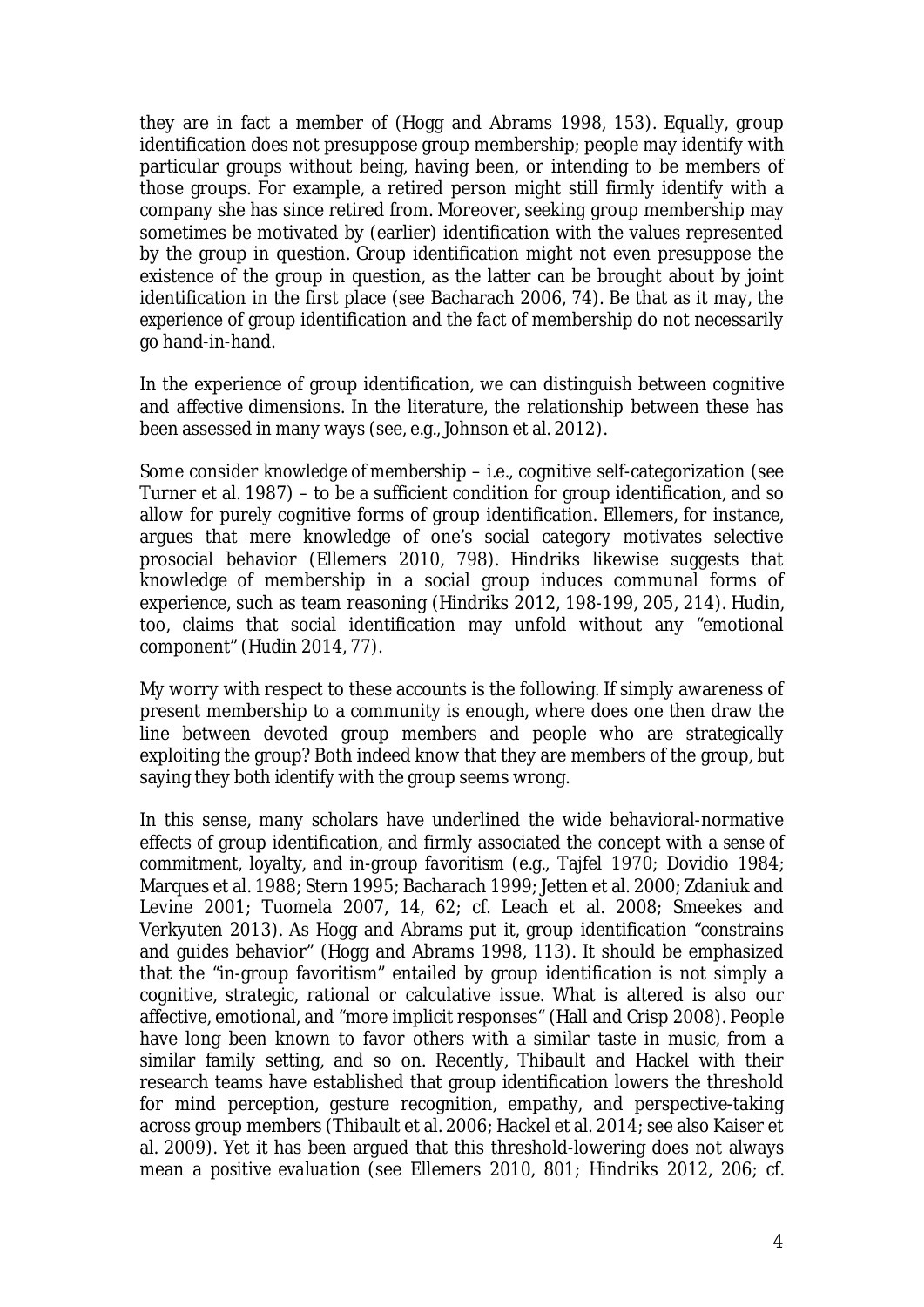they are in fact a member of (Hogg and Abrams 1998, 153). Equally, group identification does not presuppose group membership; people may identify with particular groups without being, having been, or intending to be members of those groups. For example, a retired person might still firmly identify with a company she has since retired from. Moreover, seeking group membership may sometimes be motivated by (earlier) identification with the values represented by the group in question. Group identification might not even presuppose the existence of the group in question, as the latter can be brought about by joint identification in the first place (see Bacharach 2006, 74). Be that as it may, the *experience* of group identification and the *fact* of membership do not necessarily go hand-in-hand.

In the experience of group identification, we can distinguish between *cognitive* and *affective* dimensions. In the literature, the relationship between these has been assessed in many ways (see, e.g., Johnson et al. 2012).

Some consider *knowledge of membership* – i.e., cognitive self-categorization (see Turner et al. 1987) – to be a sufficient condition for group identification, and so allow for purely cognitive forms of group identification. Ellemers, for instance, argues that mere knowledge of one's social category motivates selective prosocial behavior (Ellemers 2010, 798). Hindriks likewise suggests that knowledge of membership in a social group induces communal forms of experience, such as team reasoning (Hindriks 2012, 198-199, 205, 214). Hudin, too, claims that social identification may unfold without any "emotional component" (Hudin 2014, 77).

My worry with respect to these accounts is the following. If simply awareness of present membership to a community is enough, where does one then draw the line between devoted group members and people who are strategically exploiting the group? Both indeed know that they are members of the group, but saying they both identify with the group seems wrong.

In this sense, many scholars have underlined the wide behavioral-normative effects of group identification, and firmly associated the concept with a *sense of commitment, loyalty, and in-group favoritism* (e.g., Tajfel 1970; Dovidio 1984; Marques et al. 1988; Stern 1995; Bacharach 1999; Jetten et al. 2000; Zdaniuk and Levine 2001; Tuomela 2007, 14, 62; cf. Leach et al. 2008; Smeekes and Verkyuten 2013). As Hogg and Abrams put it, group identification "constrains and guides behavior" (Hogg and Abrams 1998, 113). It should be emphasized that the "in-group favoritism" entailed by group identification is not simply a cognitive, strategic, rational or calculative issue. What is altered is also our affective, emotional, and "more implicit responses" (Hall and Crisp 2008). People have long been known to favor others with a similar taste in music, from a similar family setting, and so on. Recently, Thibault and Hackel with their research teams have established that group identification lowers the threshold for mind perception, gesture recognition, empathy, and perspective-taking across group members (Thibault et al. 2006; Hackel et al. 2014; see also Kaiser et al. 2009). Yet it has been argued that this threshold-lowering does not always mean a *positive evaluation* (see Ellemers 2010, 801; Hindriks 2012, 206; cf.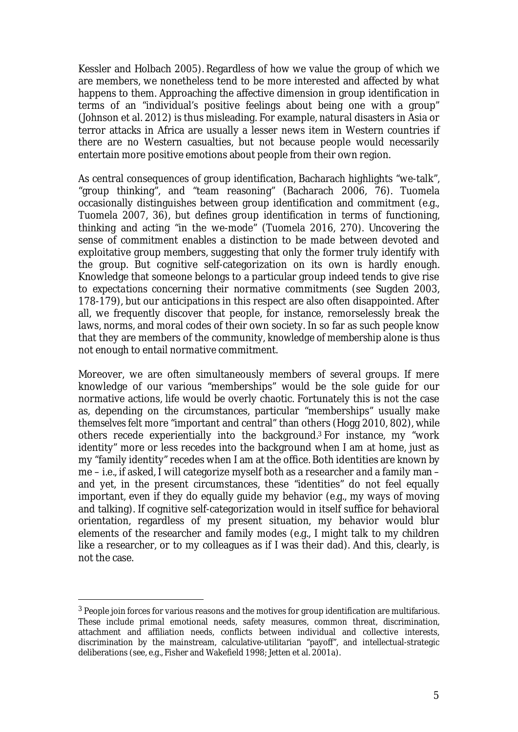Kessler and Holbach 2005). Regardless of how we value the group of which we are members, we nonetheless tend to be more interested and affected by what happens to them. Approaching the affective dimension in group identification in terms of an "individual's positive feelings about being one with a group" (Johnson et al. 2012) is thus misleading. For example, natural disasters in Asia or terror attacks in Africa are usually a lesser news item in Western countries if there are no Western casualties, but not because people would necessarily entertain more positive emotions about people from their own region.

As central consequences of group identification, Bacharach highlights "we-talk", "group thinking", and "team reasoning" (Bacharach 2006, 76). Tuomela occasionally distinguishes between group identification and commitment (e.g., Tuomela 2007, 36), but defines group identification in terms of functioning, thinking and acting "in the we-mode" (Tuomela 2016, 270). Uncovering the sense of commitment enables a distinction to be made between devoted and exploitative group members, suggesting that only the former truly identify with the group. But cognitive self-categorization on its own is hardly enough. Knowledge that someone belongs to a particular group indeed tends to give rise to expectations concerning their normative commitments (see Sugden 2003, 178-179), but our anticipations in this respect are also often disappointed. After all, we frequently discover that people, for instance, remorselessly break the laws, norms, and moral codes of their own society. In so far as such people know that they are members of the community, knowledge of membership alone is thus not enough to entail normative commitment.

Moreover, we are often simultaneously members of several groups. If mere knowledge of our various "memberships" would be the sole guide for our normative actions, life would be overly chaotic. Fortunately this is not the case as, depending on the circumstances, particular "memberships" usually make themselves felt more "important and central" than others (Hogg 2010, 802), while others recede experientially into the background.[3] For instance, my "work identity" more or less recedes into the background when I am at home, just as my "family identity" recedes when I am at the office. Both identities are known by me – i.e., if asked, I will categorize myself both as a researcher and a family man – and yet, in the present circumstances, these "identities" do not feel equally important, even if they do equally guide my behavior (e.g., my ways of moving and talking). If cognitive self-categorization would in itself suffice for behavioral orientation, regardless of my present situation, my behavior would blur elements of the researcher and family modes (e.g., I might talk to my children like a researcher, or to my colleagues as if I was their dad). And this, clearly, is not the case.

[3] People join forces for various reasons and the motives for group identification are multifarious. These include primal emotional needs, safety measures, common threat, discrimination, attachment and affiliation needs, conflicts between individual and collective interests, discrimination by the mainstream, calculative-utilitarian "payoff", and intellectual-strategic deliberations (see, e.g., Fisher and Wakefield 1998; Jetten et al. 2001a).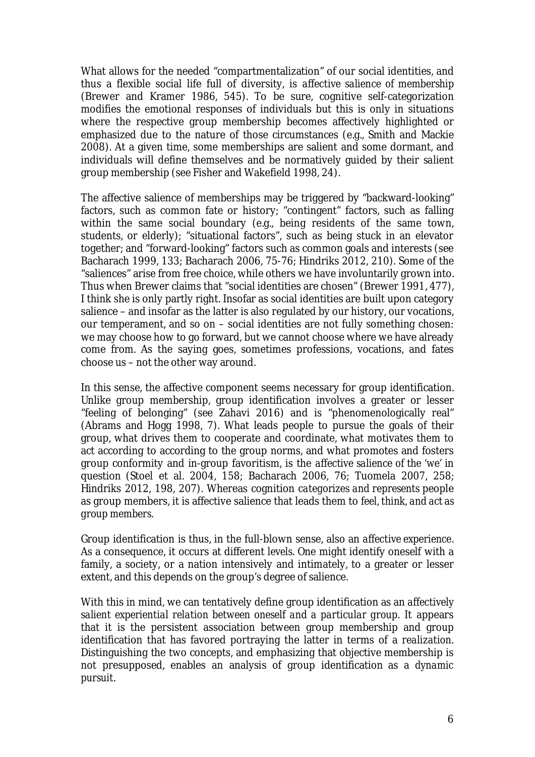What allows for the needed "compartmentalization" of our social identities, and thus a flexible social life full of diversity, is *affective salience* of membership (Brewer and Kramer 1986, 545). To be sure, cognitive self-categorization modifies the emotional responses of individuals but this is only in situations where the respective group membership becomes affectively highlighted or emphasized due to the nature of those circumstances (e.g., Smith and Mackie 2008). At a given time, some memberships are salient and some dormant, and individuals will define themselves and be normatively guided by their salient group membership (see Fisher and Wakefield 1998, 24).

The affective salience of memberships may be triggered by "backward-looking" factors, such as common fate or history; "contingent" factors, such as falling within the same social boundary (e.g., being residents of the same town, students, or elderly); "situational factors", such as being stuck in an elevator together; and "forward-looking" factors such as common goals and interests (see Bacharach 1999, 133; Bacharach 2006, 75-76; Hindriks 2012, 210). Some of the "saliences" arise from free choice, while others we have involuntarily grown into. Thus when Brewer claims that "social identities are chosen" (Brewer 1991, 477), I think she is only partly right. Insofar as social identities are built upon category salience – and insofar as the latter is also regulated by our history, our vocations, our temperament, and so on – social identities are not fully something chosen: we may choose how to go forward, but we cannot choose where we have already come from. As the saying goes, sometimes professions, vocations, and fates choose us – not the other way around.

In this sense, the affective component seems necessary for group identification. Unlike group membership, group identification involves a greater or lesser "feeling of belonging" (see Zahavi 2016) and is "phenomenologically real" (Abrams and Hogg 1998, 7). What leads people to pursue the goals of their group, what drives them to cooperate and coordinate, what motivates them to act according to according to the group norms, and what promotes and fosters group conformity and in-group favoritism, is the *affective salience* of the 'we' in question (Stoel et al. 2004, 158; Bacharach 2006, 76; Tuomela 2007, 258; Hindriks 2012, 198, 207). Whereas cognition *categorizes and represents* people as group members, it is affective salience that leads them to *feel, think, and act* as group members.

Group identification is thus, in the full-blown sense, also an *affective* experience. As a consequence, it occurs at different levels. One might identify oneself with a family, a society, or a nation intensively and intimately, to a greater or lesser extent, and this depends on the group's degree of salience.

With this in mind, we can tentatively define group identification as an *affectively salient experiential relation between oneself and a particular group*. It appears that it is the persistent association between group membership and group identification that has favored portraying the latter in terms of a *realization*. Distinguishing the two concepts, and emphasizing that objective membership is not presupposed, enables an analysis of group identification as a *dynamic pursuit*.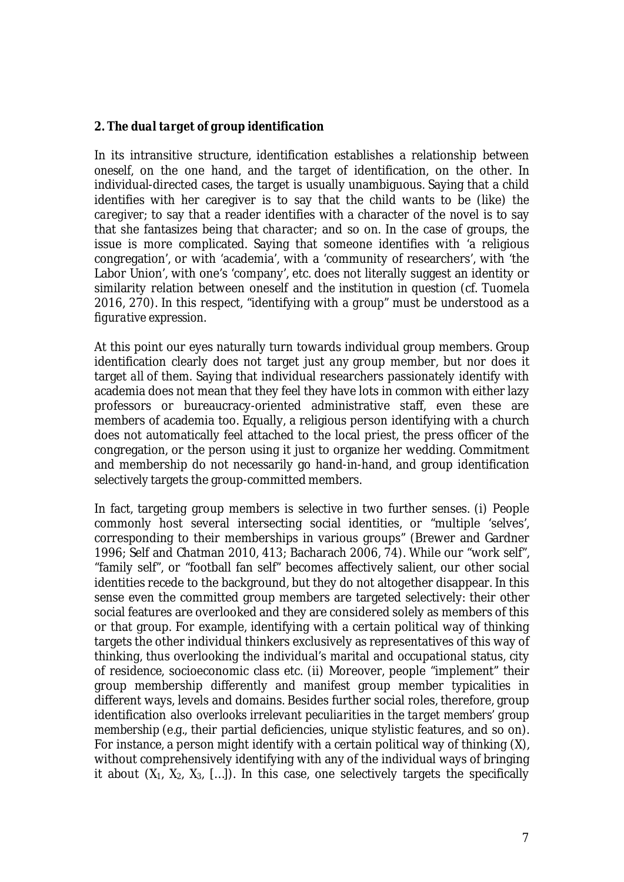## *2. The dual target of group identification*

In its intransitive structure, identification establishes a relationship between oneself, on the one hand, and the target of identification, on the other. In individual-directed cases, the target is usually unambiguous. Saying that a child identifies with her caregiver is to say that the child wants to be (like) *the caregiver*; to say that a reader identifies with a character of the novel is to say that she fantasizes being *that character*; and so on. In the case of groups, the issue is more complicated. Saying that someone identifies with 'a religious congregation', or with 'academia', with a 'community of researchers', with 'the Labor Union', with one's 'company', etc. does not literally suggest an identity or similarity relation between oneself and the institution in question (cf. Tuomela 2016, 270). In this respect, "identifying with a group" must be understood as a *figurative* expression.

At this point our eyes naturally turn towards individual group members. Group identification clearly does not target just *any* group member, but nor does it target *all* of them. Saying that individual researchers passionately identify with academia does not mean that they feel they have lots in common with either lazy professors or bureaucracy-oriented administrative staff, even these are members of academia too. Equally, a religious person identifying with a church does not automatically feel attached to the local priest, the press officer of the congregation, or the person using it just to organize her wedding. Commitment and membership do not necessarily go hand-in-hand, and group identification selectively targets the group-committed members.

In fact, targeting group members is selective in two further senses. (i) People commonly host several intersecting social identities, or "multiple 'selves', corresponding to their memberships in various groups" (Brewer and Gardner 1996; Self and Chatman 2010, 413; Bacharach 2006, 74). While our "work self", "family self", or "football fan self" becomes affectively salient, our other social identities recede to the background, but they do not altogether disappear. In this sense even the committed group members are targeted selectively: their other social features are overlooked and they are considered solely as members of this or that group. For example, identifying with a certain political way of thinking targets the other individual thinkers exclusively as representatives of this way of thinking, thus overlooking the individual's marital and occupational status, city of residence, socioeconomic class etc. (ii) Moreover, people "implement" their group membership differently and manifest group member typicalities in different ways, levels and domains. Besides further social roles, therefore, group identification also overlooks *irrelevant peculiarities in the target members' group membership* (e.g., their partial deficiencies, unique stylistic features, and so on). For instance, a person might identify with a certain political way of thinking (X), without comprehensively identifying with any of the individual ways of bringing it about ($X_1$, $X_2$, $X_3$, […]). In this case, one selectively targets the specifically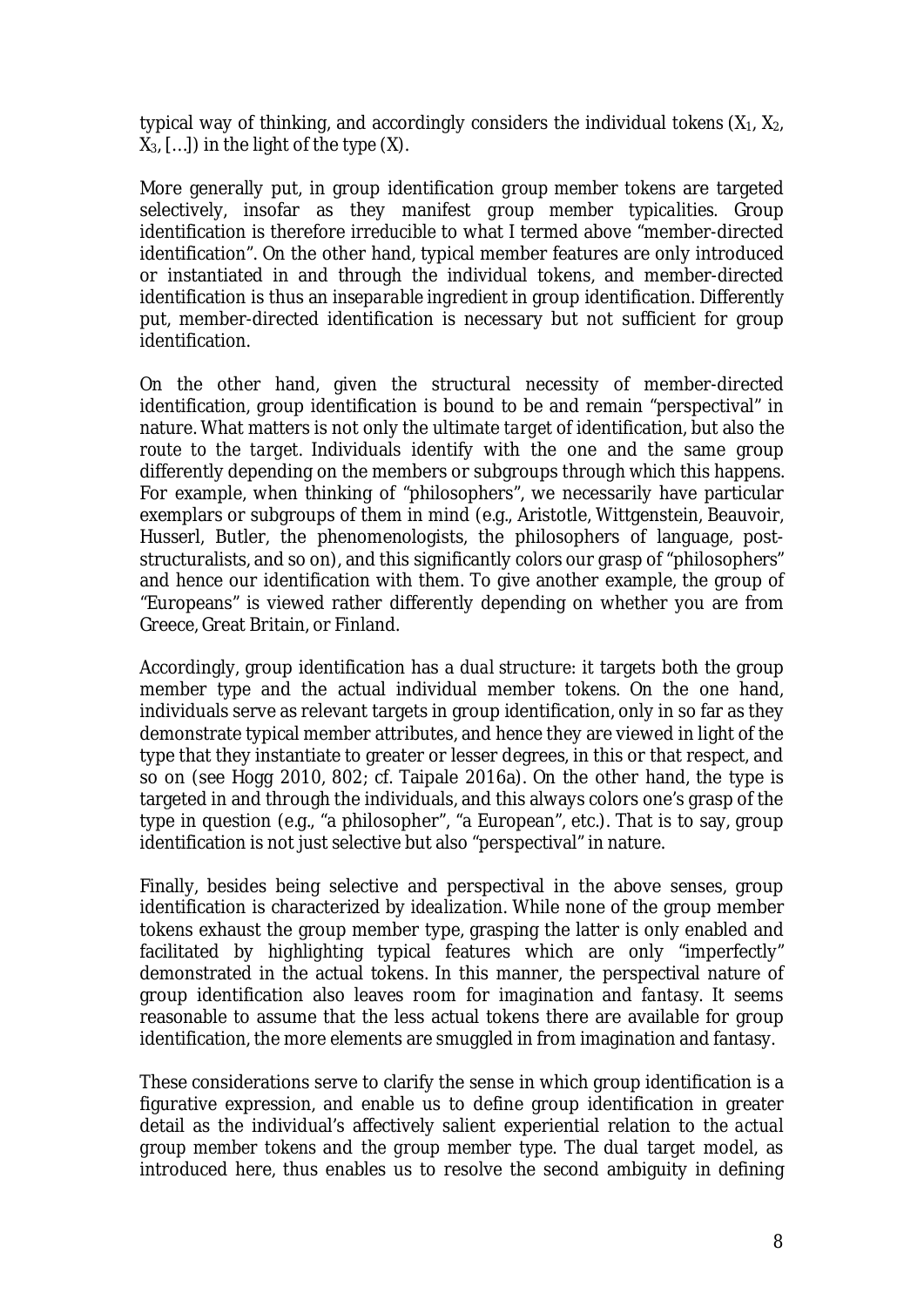typical way of thinking, and accordingly considers the individual tokens ($X_1$, $X_2$, $X_3$, […]) in the light of the type (X).

More generally put, in group identification *group member tokens* are targeted selectively, insofar as they manifest *group member typicalities*. Group identification is therefore irreducible to what I termed above "member-directed identification". On the other hand, typical member features are only introduced or instantiated in and through the individual tokens, and member-directed identification is thus an *inseparable* ingredient in group identification. Differently put, member-directed identification is necessary but not sufficient for group identification.

On the other hand, given the structural necessity of member-directed identification, group identification is bound to be and remain "perspectival" in nature. What matters is not only the ultimate *target* of identification, but also the *route to the target*. Individuals identify with the one and the same group differently depending on the members or subgroups through which this happens. For example, when thinking of "philosophers", we necessarily have particular exemplars or subgroups of them in mind (e.g., Aristotle, Wittgenstein, Beauvoir, Husserl, Butler, the phenomenologists, the philosophers of language, post-structuralists, and so on), and this significantly colors our grasp of "philosophers" and hence our identification with them. To give another example, the group of "Europeans" is viewed rather differently depending on whether you are from Greece, Great Britain, or Finland.

Accordingly, group identification has a *dual structure*: it targets both the group member type and the actual individual member tokens. On the one hand, individuals serve as relevant targets in group identification, only in so far as they demonstrate typical member attributes, and hence they are viewed in light of the type that they instantiate to greater or lesser degrees, in this or that respect, and so on (see Hogg 2010, 802; cf. Taipale 2016a). On the other hand, the type is targeted in and through the individuals, and this always colors one's grasp of the type in question (e.g., "a philosopher", "a European", etc.). That is to say, group identification is not just selective but also "perspectival" in nature.

Finally, besides being selective and perspectival in the above senses, group identification is characterized by *idealization*. While none of the group member tokens exhaust the group member type, grasping the latter is only enabled and facilitated by highlighting typical features which are only "imperfectly" demonstrated in the actual tokens. In this manner, the perspectival nature of group identification also leaves room for *imagination* and *fantasy*. It seems reasonable to assume that the less actual tokens there are available for group identification, the more elements are smuggled in from imagination and fantasy.

These considerations serve to clarify the sense in which group identification is a figurative expression, and enable us to define group identification in greater detail as the individual's affectively salient experiential relation to *the actual group member tokens and the group member type*. The dual target model, as introduced here, thus enables us to resolve the second ambiguity in defining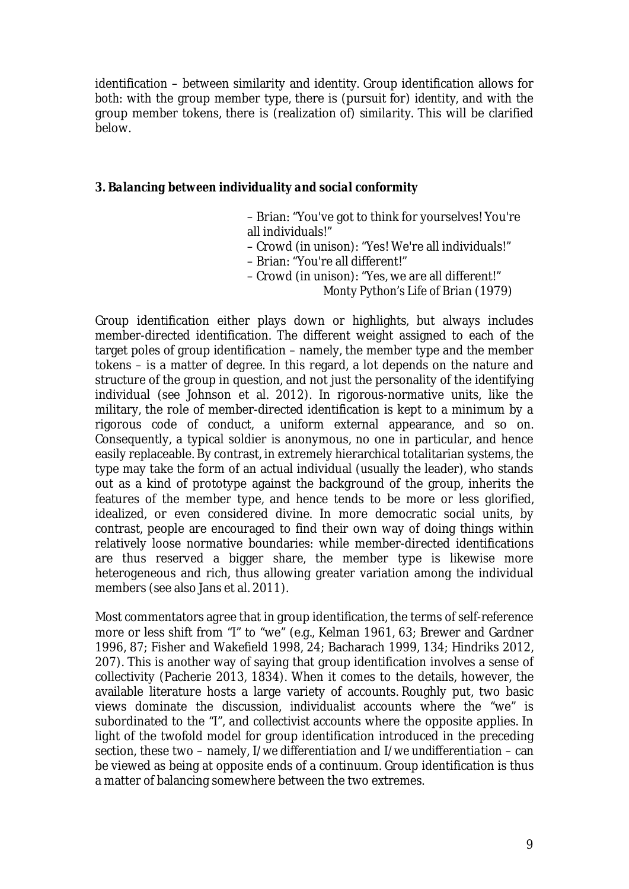identification – between similarity and identity. Group identification allows for both: with the group member type, there is (pursuit for) identity, and with the group member tokens, there is (realization of) similarity. This will be clarified below.

## 3. Balancing between individuality and social conformity

> – Brian: "You've got to think for yourselves! You're all individuals!"
> – Crowd (in unison): "Yes! We're all individuals!"
> – Brian: "You're all different!"
> – Crowd (in unison): "Yes, we are all different!"
> *Monty Python's Life of Brian* (1979)

Group identification either plays down or highlights, but always includes member-directed identification. The different weight assigned to each of the target poles of group identification – namely, the member type and the member tokens – is a matter of degree. In this regard, a lot depends on the nature and structure of the group in question, and not just the personality of the identifying individual (see Johnson et al. 2012). In rigorous-normative units, like the military, the role of member-directed identification is kept to a minimum by a rigorous code of conduct, a uniform external appearance, and so on. Consequently, a typical soldier is anonymous, no one in particular, and hence easily replaceable. By contrast, in extremely hierarchical totalitarian systems, the type may take the form of an actual individual (usually the leader), who stands out as a kind of prototype against the background of the group, inherits the features of the member type, and hence tends to be more or less glorified, idealized, or even considered divine. In more democratic social units, by contrast, people are encouraged to find their own way of doing things within relatively loose normative boundaries: while member-directed identifications are thus reserved a bigger share, the member type is likewise more heterogeneous and rich, thus allowing greater variation among the individual members (see also Jans et al. 2011).

Most commentators agree that in group identification, the terms of self-reference more or less shift from "I" to "we" (e.g., Kelman 1961, 63; Brewer and Gardner 1996, 87; Fisher and Wakefield 1998, 24; Bacharach 1999, 134; Hindriks 2012, 207). This is another way of saying that group identification involves a sense of collectivity (Pacherie 2013, 1834). When it comes to the details, however, the available literature hosts a large variety of accounts. Roughly put, two basic views dominate the discussion, individualist accounts where the "we" is subordinated to the "I", and collectivist accounts where the opposite applies. In light of the twofold model for group identification introduced in the preceding section, these two – namely, *I/we differentiation* and *I/we undifferentiation* – can be viewed as being at opposite ends of a continuum. Group identification is thus a matter of balancing somewhere between the two extremes.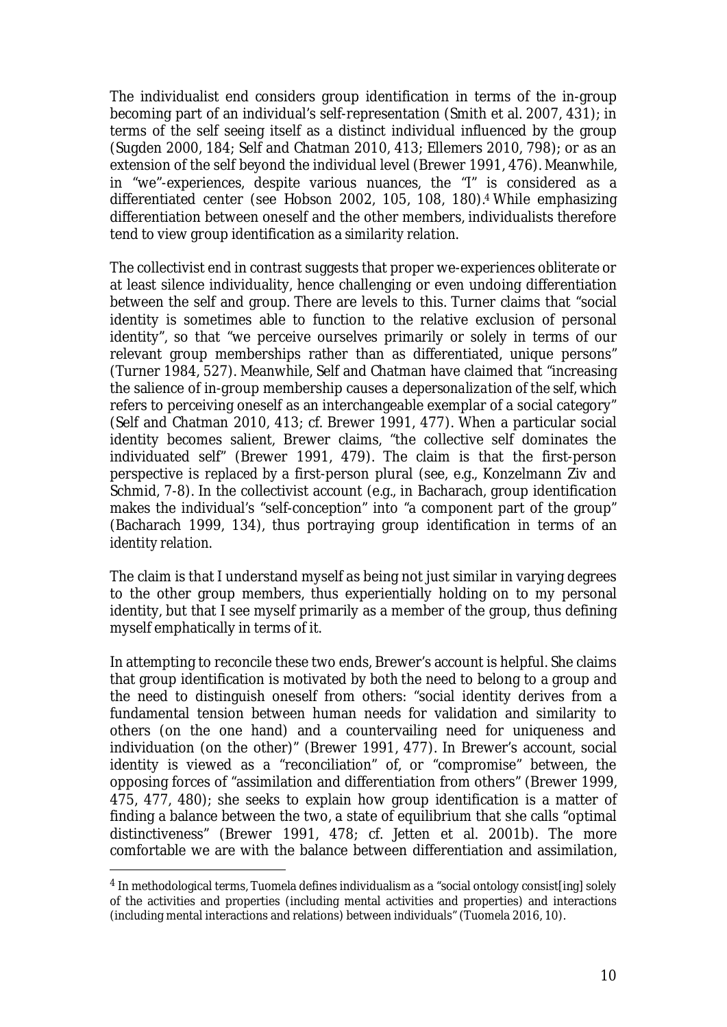The individualist end considers group identification in terms of the in-group becoming part of an individual's self-representation (Smith et al. 2007, 431); in terms of the self seeing itself as a distinct individual influenced by the group (Sugden 2000, 184; Self and Chatman 2010, 413; Ellemers 2010, 798); or as an extension of the self beyond the individual level (Brewer 1991, 476). Meanwhile, in "we"-experiences, despite various nuances, the "I" is considered as a differentiated center (see Hobson 2002, 105, 108, 180).[4] While emphasizing differentiation between oneself and the other members, individualists therefore tend to view group identification as a *similarity relation*.

The collectivist end in contrast suggests that proper we-experiences obliterate or at least silence individuality, hence challenging or even undoing differentiation between the self and group. There are levels to this. Turner claims that "social identity is sometimes able to function to the relative exclusion of personal identity", so that "we perceive ourselves primarily or solely in terms of our relevant group memberships rather than as differentiated, unique persons" (Turner 1984, 527). Meanwhile, Self and Chatman have claimed that "increasing the salience of in-group membership causes a *depersonalization* of the self, which refers to perceiving oneself as an interchangeable exemplar of a social category" (Self and Chatman 2010, 413; cf. Brewer 1991, 477). When a particular social identity becomes salient, Brewer claims, "the collective self dominates the individuated self" (Brewer 1991, 479). The claim is that the first-person perspective is replaced by a first-person plural (see, e.g., Konzelmann Ziv and Schmid, 7-8). In the collectivist account (e.g., in Bacharach, group identification makes the individual's "self-conception" into "a component part of the group" (Bacharach 1999, 134), thus portraying group identification in terms of an *identity relation*.

The claim is that I understand myself as being not just similar in varying degrees to the other group members, thus experientially holding on to my personal identity, but that I see myself primarily as a member of the group, thus defining myself emphatically in terms of it.

In attempting to reconcile these two ends, Brewer's account is helpful. She claims that group identification is motivated by both the need to belong to a group *and* the need to distinguish oneself from others: "social identity derives from a fundamental tension between human needs for validation and similarity to others (on the one hand) and a countervailing need for uniqueness and individuation (on the other)" (Brewer 1991, 477). In Brewer's account, social identity is viewed as a "reconciliation" of, or "compromise" between, the opposing forces of "assimilation and differentiation from others" (Brewer 1999, 475, 477, 480); she seeks to explain how group identification is a matter of finding a balance between the two, a state of equilibrium that she calls "optimal distinctiveness" (Brewer 1991, 478; cf. Jetten et al. 2001b). The more comfortable we are with the balance between differentiation and assimilation,

[4] In methodological terms, Tuomela defines individualism as a "social ontology consist[ing] solely of the activities and properties (including mental activities and properties) and interactions (including mental interactions and relations) between individuals" (Tuomela 2016, 10).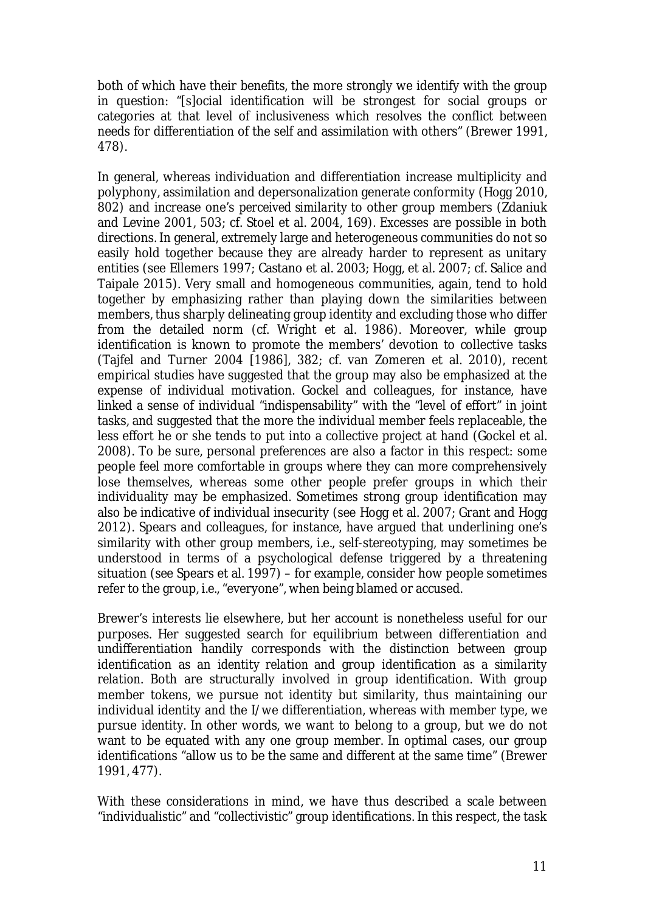both of which have their benefits, the more strongly we identify with the group in question: "[s]ocial identification will be strongest for social groups or categories at that level of inclusiveness which resolves the conflict between needs for differentiation of the self and assimilation with others" (Brewer 1991, 478).

In general, whereas individuation and differentiation increase multiplicity and polyphony, assimilation and depersonalization generate conformity (Hogg 2010, 802) and increase one's perceived similarity to other group members (Zdaniuk and Levine 2001, 503; cf. Stoel et al. 2004, 169). Excesses are possible in both directions. In general, extremely large and heterogeneous communities do not so easily hold together because they are already harder to represent as unitary entities (see Ellemers 1997; Castano et al. 2003; Hogg, et al. 2007; cf. Salice and Taipale 2015). Very small and homogeneous communities, again, tend to hold together by emphasizing rather than playing down the similarities between members, thus sharply delineating group identity and excluding those who differ from the detailed norm (cf. Wright et al. 1986). Moreover, while group identification is known to promote the members' devotion to collective tasks (Tajfel and Turner 2004 [1986], 382; cf. van Zomeren et al. 2010), recent empirical studies have suggested that the group may also be emphasized at the expense of individual motivation. Gockel and colleagues, for instance, have linked a sense of individual "indispensability" with the "level of effort" in joint tasks, and suggested that the more the individual member feels replaceable, the less effort he or she tends to put into a collective project at hand (Gockel et al. 2008). To be sure, personal preferences are also a factor in this respect: some people feel more comfortable in groups where they can more comprehensively lose themselves, whereas some other people prefer groups in which their individuality may be emphasized. Sometimes strong group identification may also be indicative of individual insecurity (see Hogg et al. 2007; Grant and Hogg 2012). Spears and colleagues, for instance, have argued that underlining one's similarity with other group members, i.e., self-stereotyping, may sometimes be understood in terms of a psychological defense triggered by a threatening situation (see Spears et al. 1997) – for example, consider how people sometimes refer to the group, i.e., "everyone", when being blamed or accused.

Brewer's interests lie elsewhere, but her account is nonetheless useful for our purposes. Her suggested search for equilibrium between differentiation and undifferentiation handily corresponds with the distinction between group identification as an *identity relation* and group identification as a *similarity relation*. Both are structurally involved in group identification. With group member tokens, we pursue not identity but similarity, thus maintaining our individual identity and the I/we differentiation, whereas with member type, we pursue identity. In other words, we want to belong to a group, but we do not want to be equated with any one group member. In optimal cases, our group identifications "allow us to be the same and different at the same time" (Brewer 1991, 477).

With these considerations in mind, we have thus described a scale between "individualistic" and "collectivistic" group identifications. In this respect, the task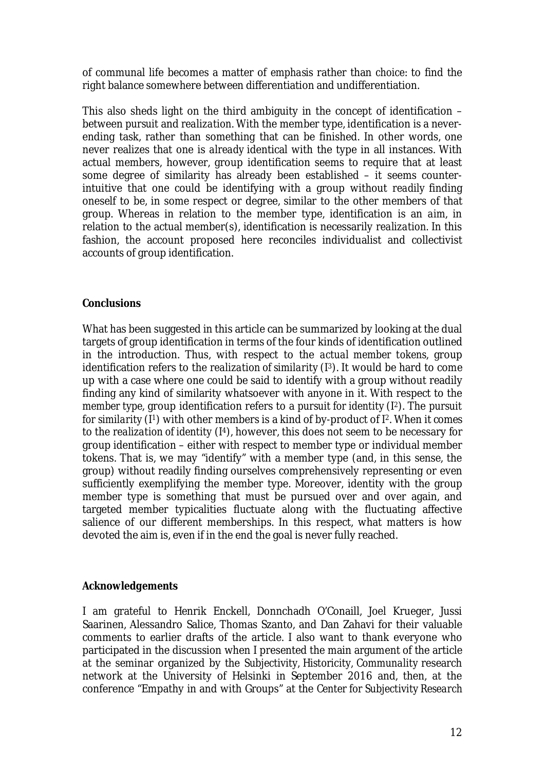of communal life becomes a matter of *emphasis* rather than *choice*: to find the right balance somewhere between differentiation and undifferentiation.

This also sheds light on the third ambiguity in the concept of identification – between *pursuit* and *realization*. With the member type, identification is a never-ending task, rather than something that can be finished. In other words, one never realizes that one is *already* identical with the type in all instances. With actual members, however, group identification seems to require that at least some degree of similarity has already been established – it seems counter-intuitive that one could be identifying with a group without *readily* finding oneself to be, in some respect or degree, similar to the other members of that group. Whereas in relation to the member type, identification is an *aim*, in relation to the actual member(s), identification is necessarily *realization*. In this fashion, the account proposed here reconciles individualist and collectivist accounts of group identification.

**Conclusions**

What has been suggested in this article can be summarized by looking at the dual targets of group identification in terms of the four kinds of identification outlined in the introduction. Thus, with respect to the *actual member tokens*, group identification refers to the *realization of similarity* ($I^3$). It would be hard to come up with a case where one could be said to identify with a group without readily finding any kind of similarity whatsoever with anyone in it. With respect to the member type, group identification refers to a *pursuit for identity* ($I^2$). The *pursuit for similarity* ($I^1$) with other members is a kind of by-product of $I^2$. When it comes to the *realization of identity* ($I^4$), however, this does not seem to be necessary for group identification – either with respect to member type or individual member tokens. That is, we may "identify" with a member type (and, in this sense, the group) without readily finding ourselves comprehensively representing or even sufficiently exemplifying the member type. Moreover, identity with the group member type is something that must be pursued over and over again, and targeted member typicalities fluctuate along with the fluctuating affective salience of our different memberships. In this respect, what matters is how devoted the aim is, even if in the end the goal is never fully reached.

**Acknowledgements**

I am grateful to Henrik Enckell, Donnchadh O'Conaill, Joel Krueger, Jussi Saarinen, Alessandro Salice, Thomas Szanto, and Dan Zahavi for their valuable comments to earlier drafts of the article. I also want to thank everyone who participated in the discussion when I presented the main argument of the article at the seminar organized by the *Subjectivity, Historicity, Communality* research network at the University of Helsinki in September 2016 and, then, at the conference "Empathy in and with Groups" at the *Center for Subjectivity Research*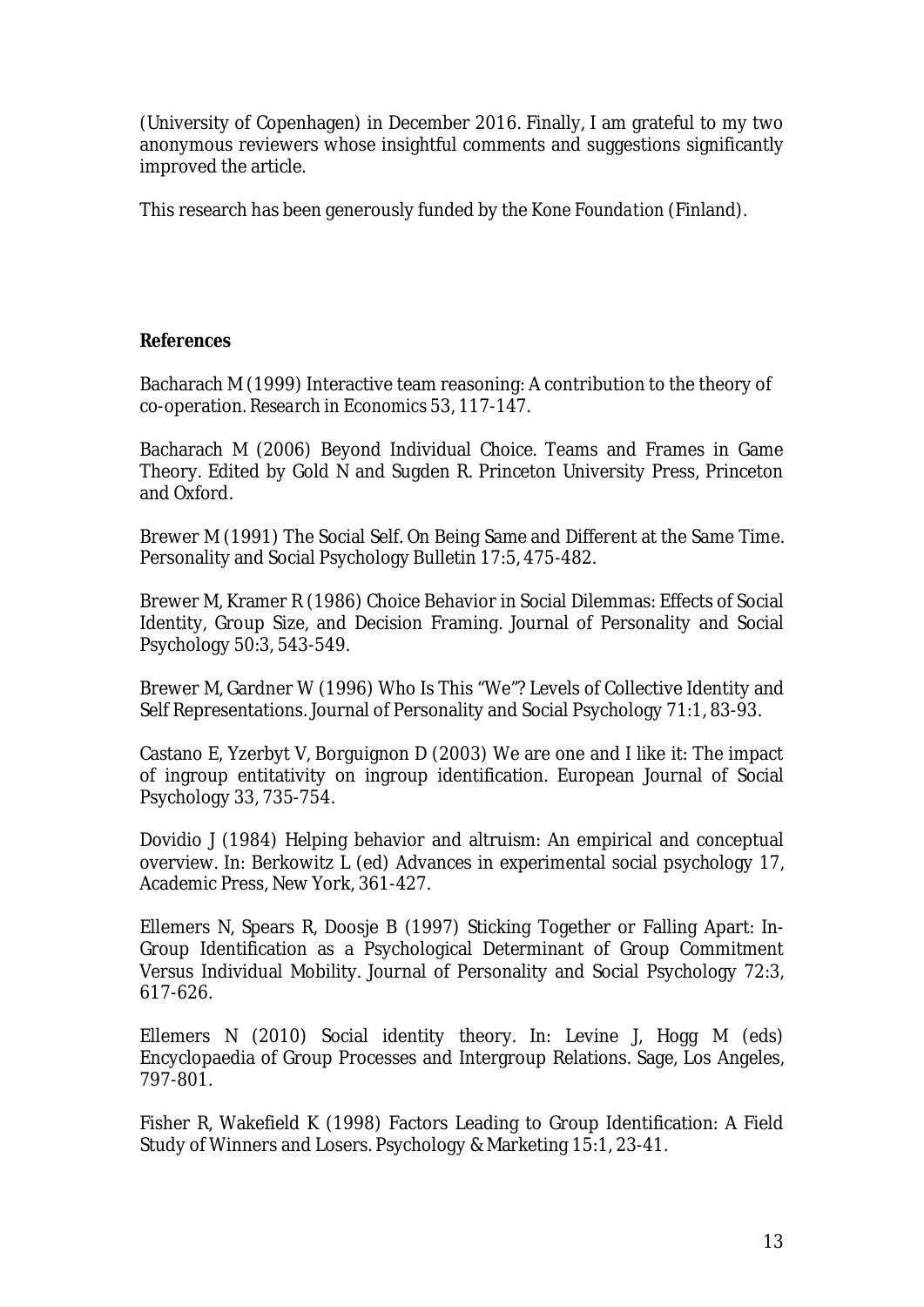(University of Copenhagen) in December 2016. Finally, I am grateful to my two anonymous reviewers whose insightful comments and suggestions significantly improved the article.

This research has been generously funded by the *Kone Foundation* (Finland).

**References**

Bacharach M (1999) Interactive team reasoning: A contribution to the theory of co-operation. *Research in Economics* 53, 117-147.

Bacharach M (2006) Beyond Individual Choice. Teams and Frames in Game Theory. Edited by Gold N and Sugden R. Princeton University Press, Princeton and Oxford.

Brewer M (1991) The Social Self. On Being Same and Different at the Same Time. Personality and Social Psychology Bulletin 17:5, 475-482.

Brewer M, Kramer R (1986) Choice Behavior in Social Dilemmas: Effects of Social Identity, Group Size, and Decision Framing. Journal of Personality and Social Psychology 50:3, 543-549.

Brewer M, Gardner W (1996) Who Is This "We"? Levels of Collective Identity and Self Representations. Journal of Personality and Social Psychology 71:1, 83-93.

Castano E, Yzerbyt V, Borguignon D (2003) We are one and I like it: The impact of ingroup entitativity on ingroup identification. European Journal of Social Psychology 33, 735-754.

Dovidio J (1984) Helping behavior and altruism: An empirical and conceptual overview. In: Berkowitz L (ed) Advances in experimental social psychology 17, Academic Press, New York, 361-427.

Ellemers N, Spears R, Doosje B (1997) Sticking Together or Falling Apart: In-Group Identification as a Psychological Determinant of Group Commitment Versus Individual Mobility. Journal of Personality and Social Psychology 72:3, 617-626.

Ellemers N (2010) Social identity theory. In: Levine J, Hogg M (eds) Encyclopaedia of Group Processes and Intergroup Relations. Sage, Los Angeles, 797-801.

Fisher R, Wakefield K (1998) Factors Leading to Group Identification: A Field Study of Winners and Losers. Psychology & Marketing 15:1, 23-41.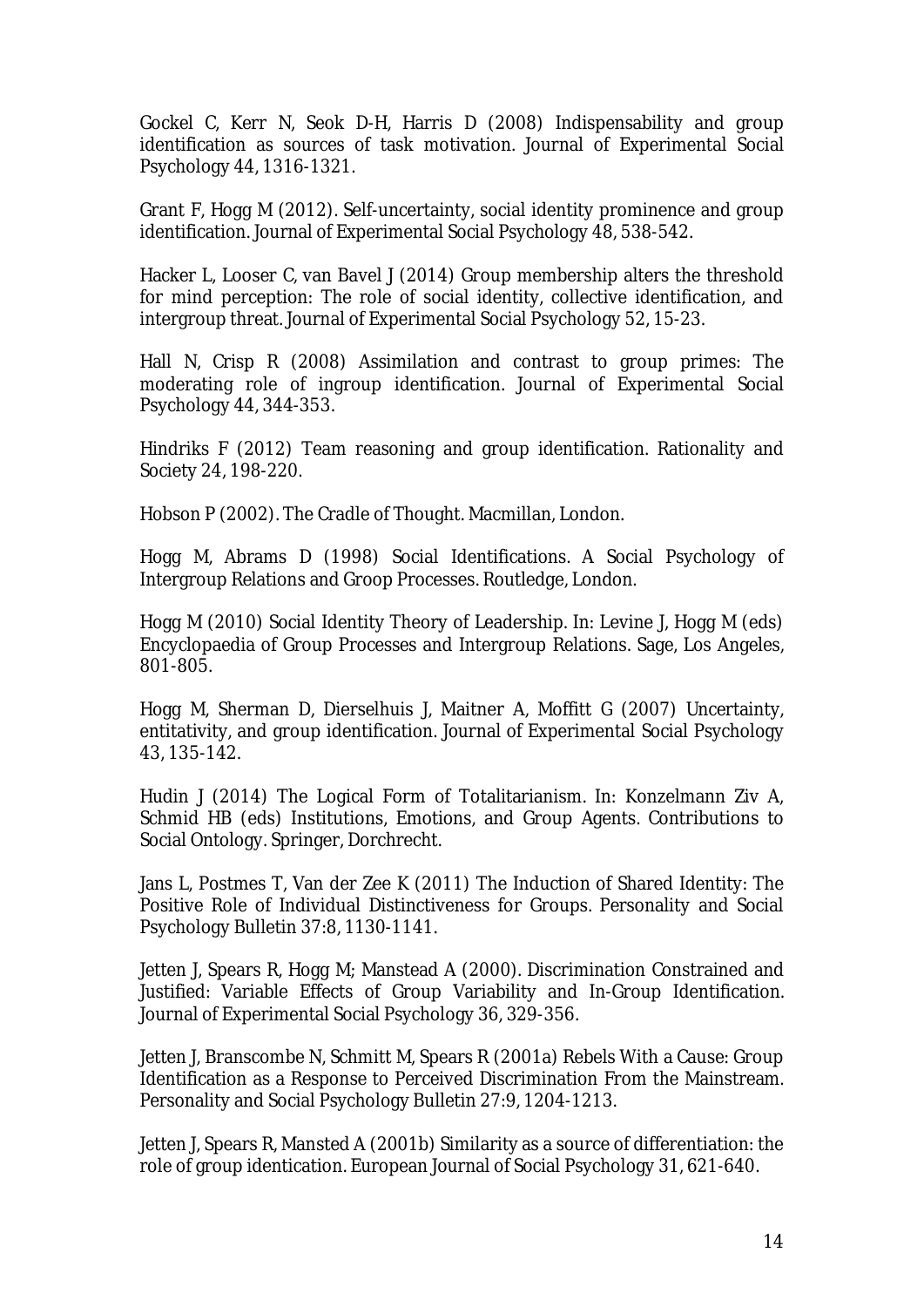Gockel C, Kerr N, Seok D-H, Harris D (2008) Indispensability and group identification as sources of task motivation. Journal of Experimental Social Psychology 44, 1316-1321.

Grant F, Hogg M (2012). Self-uncertainty, social identity prominence and group identification. Journal of Experimental Social Psychology 48, 538-542.

Hacker L, Looser C, van Bavel J (2014) Group membership alters the threshold for mind perception: The role of social identity, collective identification, and intergroup threat. Journal of Experimental Social Psychology 52, 15-23.

Hall N, Crisp R (2008) Assimilation and contrast to group primes: The moderating role of ingroup identification. Journal of Experimental Social Psychology 44, 344-353.

Hindriks F (2012) Team reasoning and group identification. Rationality and Society 24, 198-220.

Hobson P (2002). The Cradle of Thought. Macmillan, London.

Hogg M, Abrams D (1998) Social Identifications. A Social Psychology of Intergroup Relations and Groop Processes. Routledge, London.

Hogg M (2010) Social Identity Theory of Leadership. In: Levine J, Hogg M (eds) Encyclopaedia of Group Processes and Intergroup Relations. Sage, Los Angeles, 801-805.

Hogg M, Sherman D, Dierselhuis J, Maitner A, Moffitt G (2007) Uncertainty, entitativity, and group identification. Journal of Experimental Social Psychology 43, 135-142.

Hudin J (2014) The Logical Form of Totalitarianism. In: Konzelmann Ziv A, Schmid HB (eds) Institutions, Emotions, and Group Agents. Contributions to Social Ontology. Springer, Dorchrecht.

Jans L, Postmes T, Van der Zee K (2011) The Induction of Shared Identity: The Positive Role of Individual Distinctiveness for Groups. Personality and Social Psychology Bulletin 37:8, 1130-1141.

Jetten J, Spears R, Hogg M; Manstead A (2000). Discrimination Constrained and Justified: Variable Effects of Group Variability and In-Group Identification. Journal of Experimental Social Psychology 36, 329-356.

Jetten J, Branscombe N, Schmitt M, Spears R (2001a) Rebels With a Cause: Group Identification as a Response to Perceived Discrimination From the Mainstream. Personality and Social Psychology Bulletin 27:9, 1204-1213.

Jetten J, Spears R, Mansted A (2001b) Similarity as a source of differentiation: the role of group identication. European Journal of Social Psychology 31, 621-640.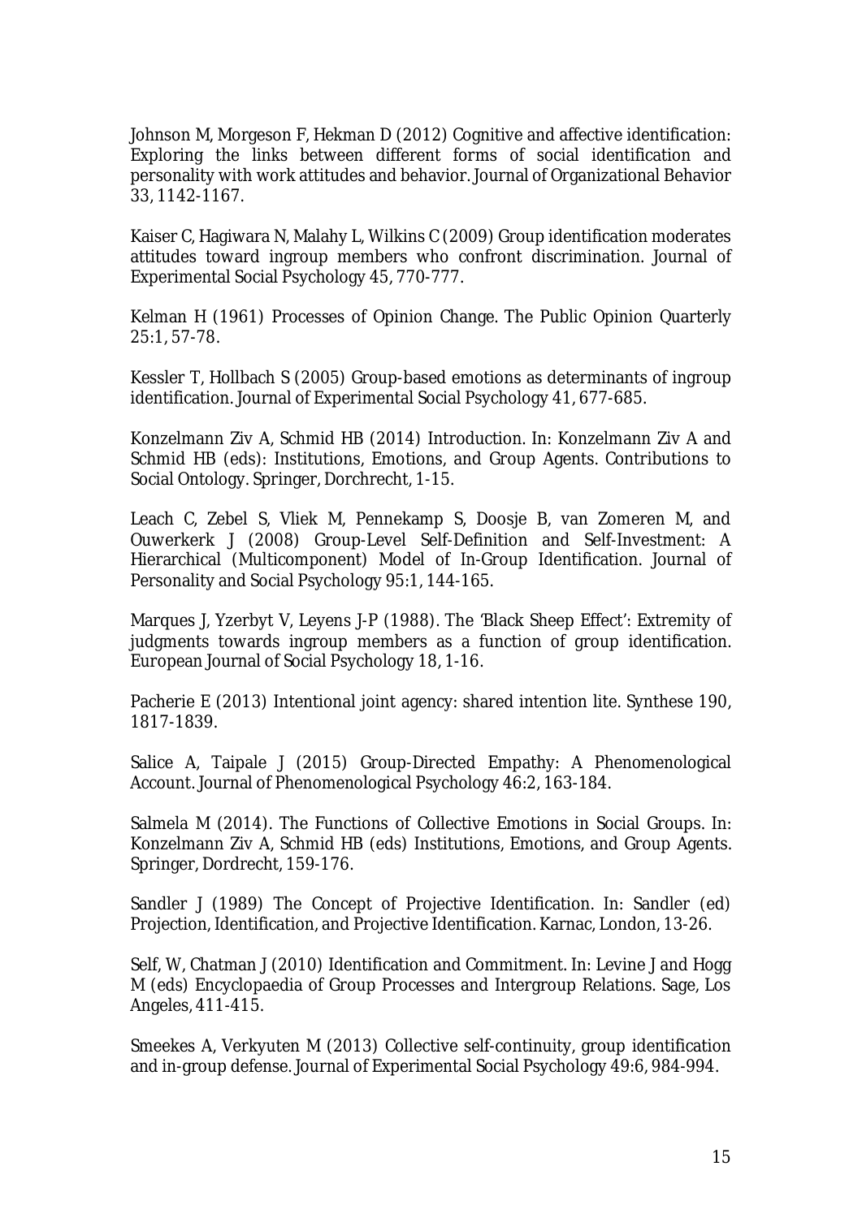Johnson M, Morgeson F, Hekman D (2012) Cognitive and affective identification: Exploring the links between different forms of social identification and personality with work attitudes and behavior. Journal of Organizational Behavior 33, 1142-1167.

Kaiser C, Hagiwara N, Malahy L, Wilkins C (2009) Group identification moderates attitudes toward ingroup members who confront discrimination. Journal of Experimental Social Psychology 45, 770-777.

Kelman H (1961) Processes of Opinion Change. The Public Opinion Quarterly 25:1, 57-78.

Kessler T, Hollbach S (2005) Group-based emotions as determinants of ingroup identification. Journal of Experimental Social Psychology 41, 677-685.

Konzelmann Ziv A, Schmid HB (2014) Introduction. In: Konzelmann Ziv A and Schmid HB (eds): Institutions, Emotions, and Group Agents. Contributions to Social Ontology. Springer, Dorchrecht, 1-15.

Leach C, Zebel S, Vliek M, Pennekamp S, Doosje B, van Zomeren M, and Ouwerkerk J (2008) Group-Level Self-Definition and Self-Investment: A Hierarchical (Multicomponent) Model of In-Group Identification. Journal of Personality and Social Psychology 95:1, 144-165.

Marques J, Yzerbyt V, Leyens J-P (1988). The 'Black Sheep Effect': Extremity of judgments towards ingroup members as a function of group identification. European Journal of Social Psychology 18, 1-16.

Pacherie E (2013) Intentional joint agency: shared intention lite. Synthese 190, 1817-1839.

Salice A, Taipale J (2015) Group-Directed Empathy: A Phenomenological Account. Journal of Phenomenological Psychology 46:2, 163-184.

Salmela M (2014). The Functions of Collective Emotions in Social Groups. In: Konzelmann Ziv A, Schmid HB (eds) Institutions, Emotions, and Group Agents. Springer, Dordrecht, 159-176.

Sandler J (1989) The Concept of Projective Identification. In: Sandler (ed) Projection, Identification, and Projective Identification. Karnac, London, 13-26.

Self, W, Chatman J (2010) Identification and Commitment. In: Levine J and Hogg M (eds) Encyclopaedia of Group Processes and Intergroup Relations. Sage, Los Angeles, 411-415.

Smeekes A, Verkyuten M (2013) Collective self-continuity, group identification and in-group defense. Journal of Experimental Social Psychology 49:6, 984-994.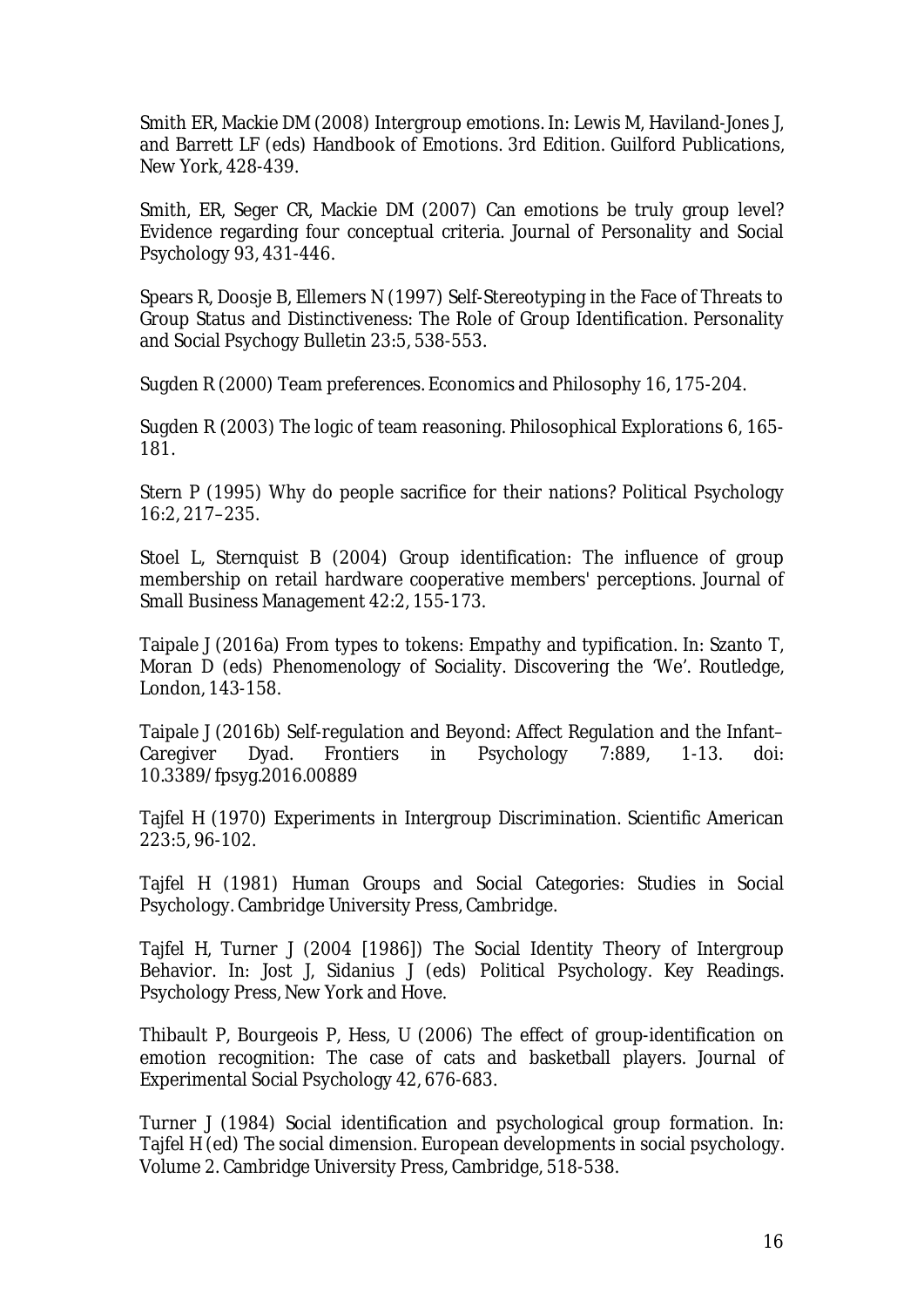Smith ER, Mackie DM (2008) Intergroup emotions. In: Lewis M, Haviland-Jones J, and Barrett LF (eds) Handbook of Emotions. 3rd Edition. Guilford Publications, New York, 428-439.

Smith, ER, Seger CR, Mackie DM (2007) Can emotions be truly group level? Evidence regarding four conceptual criteria. Journal of Personality and Social Psychology 93, 431-446.

Spears R, Doosje B, Ellemers N (1997) Self-Stereotyping in the Face of Threats to Group Status and Distinctiveness: The Role of Group Identification. Personality and Social Psychogy Bulletin 23:5, 538-553.

Sugden R (2000) Team preferences. Economics and Philosophy 16, 175-204.

Sugden R (2003) The logic of team reasoning. Philosophical Explorations 6, 165-181.

Stern P (1995) Why do people sacrifice for their nations? Political Psychology 16:2, 217–235.

Stoel L, Sternquist B (2004) Group identification: The influence of group membership on retail hardware cooperative members' perceptions. Journal of Small Business Management 42:2, 155-173.

Taipale J (2016a) From types to tokens: Empathy and typification. In: Szanto T, Moran D (eds) Phenomenology of Sociality. Discovering the 'We'. Routledge, London, 143-158.

Taipale J (2016b) Self-regulation and Beyond: Affect Regulation and the Infant–Caregiver Dyad. Frontiers in Psychology 7:889, 1-13. doi: 10.3389/fpsyg.2016.00889

Tajfel H (1970) Experiments in Intergroup Discrimination. Scientific American 223:5, 96-102.

Tajfel H (1981) Human Groups and Social Categories: Studies in Social Psychology. Cambridge University Press, Cambridge.

Tajfel H, Turner J (2004 [1986]) The Social Identity Theory of Intergroup Behavior. In: Jost J, Sidanius J (eds) Political Psychology. Key Readings. Psychology Press, New York and Hove.

Thibault P, Bourgeois P, Hess, U (2006) The effect of group-identification on emotion recognition: The case of cats and basketball players. Journal of Experimental Social Psychology 42, 676-683.

Turner J (1984) Social identification and psychological group formation. In: Tajfel H (ed) The social dimension. European developments in social psychology. Volume 2. Cambridge University Press, Cambridge, 518-538.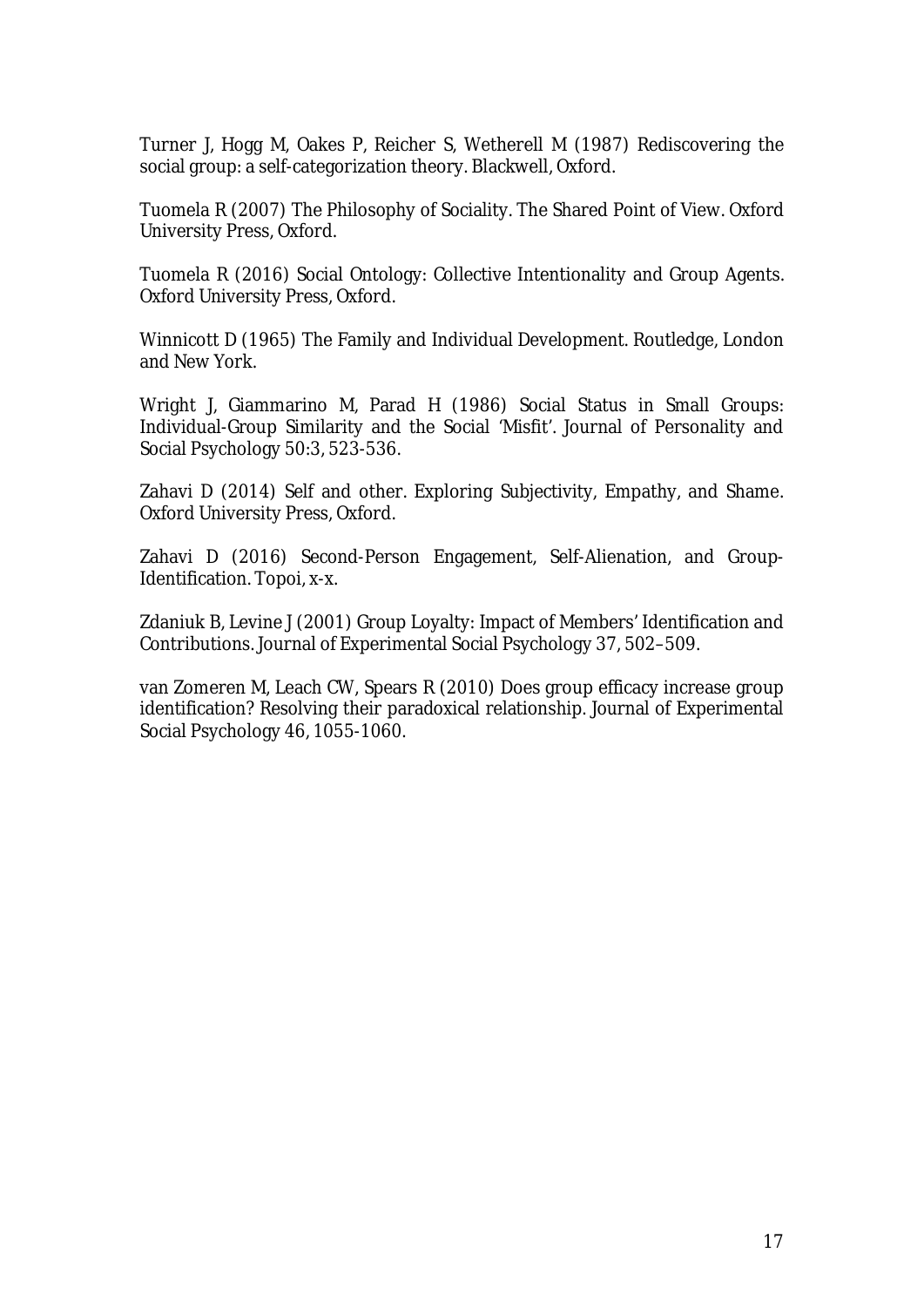Turner J, Hogg M, Oakes P, Reicher S, Wetherell M (1987) Rediscovering the social group: a self-categorization theory. Blackwell, Oxford.

Tuomela R (2007) The Philosophy of Sociality. The Shared Point of View. Oxford University Press, Oxford.

Tuomela R (2016) Social Ontology: Collective Intentionality and Group Agents. Oxford University Press, Oxford.

Winnicott D (1965) The Family and Individual Development. Routledge, London and New York.

Wright J, Giammarino M, Parad H (1986) Social Status in Small Groups: Individual-Group Similarity and the Social 'Misfit'. Journal of Personality and Social Psychology 50:3, 523-536.

Zahavi D (2014) Self and other. Exploring Subjectivity, Empathy, and Shame. Oxford University Press, Oxford.

Zahavi D (2016) Second-Person Engagement, Self-Alienation, and Group-Identification. Topoi, x-x.

Zdaniuk B, Levine J (2001) Group Loyalty: Impact of Members' Identification and Contributions. Journal of Experimental Social Psychology 37, 502–509.

van Zomeren M, Leach CW, Spears R (2010) Does group efficacy increase group identification? Resolving their paradoxical relationship. Journal of Experimental Social Psychology 46, 1055-1060.